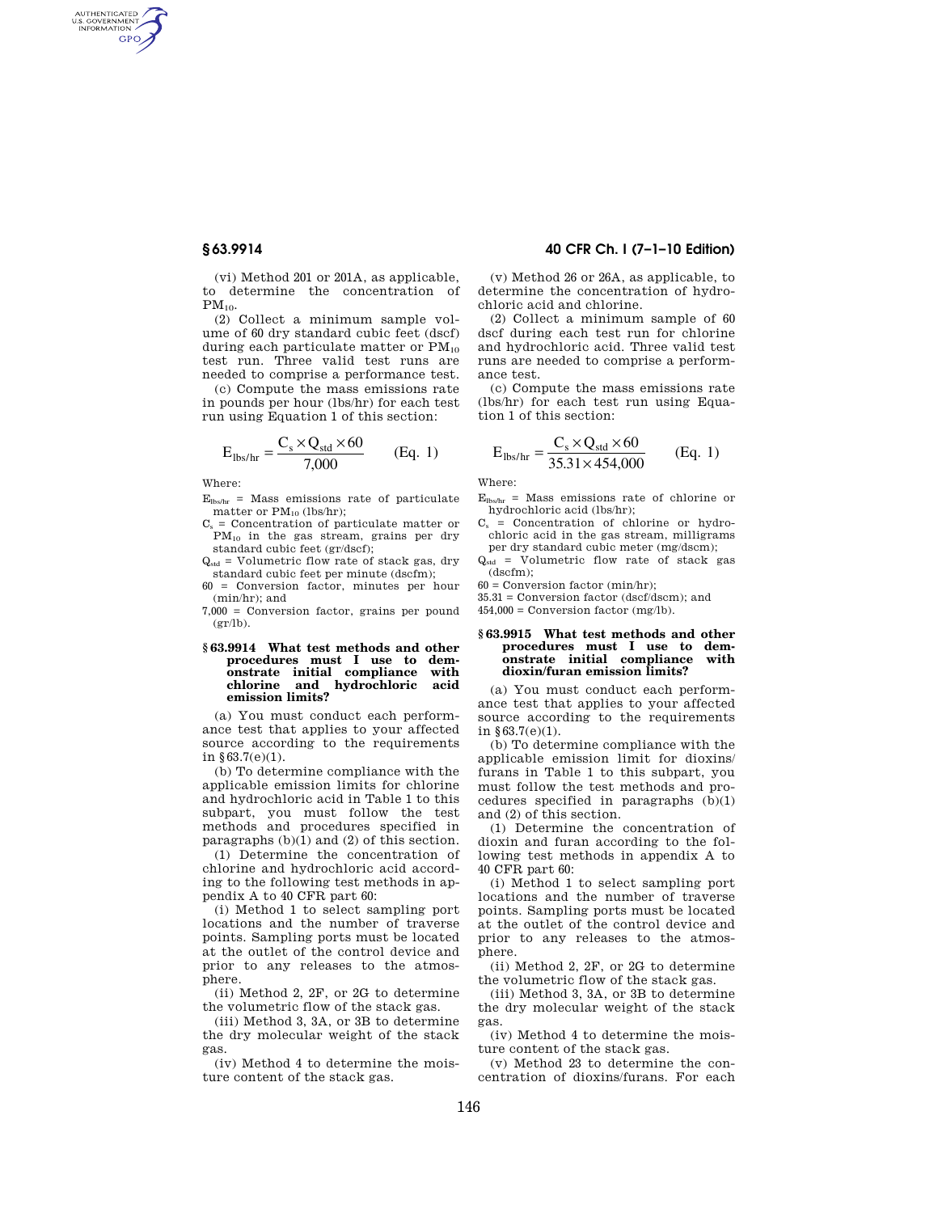(vi) Method 201 or 201A, as applicable, to determine the concentration of $PM_{10}$.

(2) Collect a minimum sample volume of 60 dry standard cubic feet (dscf) during each particulate matter or $PM_{10}$ test run. Three valid test runs are needed to comprise a performance test.

(c) Compute the mass emissions rate in pounds per hour (lbs/hr) for each test run using Equation 1 of this section:

$$E_{lbs/hr} = \frac{C_s \times Q_{std} \times 60}{7{,}000} \qquad \text{(Eq. 1)}$$

Where:

$E_{lbs/hr}$ = Mass emissions rate of particulate matter or $PM_{10}$ (lbs/hr);

$C_s$ = Concentration of particulate matter or $PM_{10}$ in the gas stream, grains per dry standard cubic feet (gr/dscf);

$Q_{std}$ = Volumetric flow rate of stack gas, dry standard cubic feet per minute (dscfm);

60 = Conversion factor, minutes per hour (min/hr); and

7,000 = Conversion factor, grains per pound (gr/lb).

## § 63.9914 What test methods and other procedures must I use to demonstrate initial compliance with chlorine and hydrochloric acid emission limits?

(a) You must conduct each performance test that applies to your affected source according to the requirements in §63.7(e)(1).

(b) To determine compliance with the applicable emission limits for chlorine and hydrochloric acid in Table 1 to this subpart, you must follow the test methods and procedures specified in paragraphs (b)(1) and (2) of this section.

(1) Determine the concentration of chlorine and hydrochloric acid according to the following test methods in appendix A to 40 CFR part 60:

(i) Method 1 to select sampling port locations and the number of traverse points. Sampling ports must be located at the outlet of the control device and prior to any releases to the atmosphere.

(ii) Method 2, 2F, or 2G to determine the volumetric flow of the stack gas.

(iii) Method 3, 3A, or 3B to determine the dry molecular weight of the stack gas.

(iv) Method 4 to determine the moisture content of the stack gas.

(v) Method 26 or 26A, as applicable, to determine the concentration of hydrochloric acid and chlorine.

(2) Collect a minimum sample of 60 dscf during each test run for chlorine and hydrochloric acid. Three valid test runs are needed to comprise a performance test.

(c) Compute the mass emissions rate (lbs/hr) for each test run using Equation 1 of this section:

$$E_{lbs/hr} = \frac{C_s \times Q_{std} \times 60}{35.31 \times 454{,}000} \qquad \text{(Eq. 1)}$$

Where:

$E_{lbs/hr}$ = Mass emissions rate of chlorine or hydrochloric acid (lbs/hr);

$C_s$ = Concentration of chlorine or hydrochloric acid in the gas stream, milligrams per dry standard cubic meter (mg/dscm);

$Q_{std}$ = Volumetric flow rate of stack gas (dscfm);

60 = Conversion factor (min/hr);

35.31 = Conversion factor (dscf/dscm); and

454,000 = Conversion factor (mg/lb).

## § 63.9915 What test methods and other procedures must I use to demonstrate initial compliance with dioxin/furan emission limits?

(a) You must conduct each performance test that applies to your affected source according to the requirements in §63.7(e)(1).

(b) To determine compliance with the applicable emission limit for dioxins/furans in Table 1 to this subpart, you must follow the test methods and procedures specified in paragraphs (b)(1) and (2) of this section.

(1) Determine the concentration of dioxin and furan according to the following test methods in appendix A to 40 CFR part 60:

(i) Method 1 to select sampling port locations and the number of traverse points. Sampling ports must be located at the outlet of the control device and prior to any releases to the atmosphere.

(ii) Method 2, 2F, or 2G to determine the volumetric flow of the stack gas.

(iii) Method 3, 3A, or 3B to determine the dry molecular weight of the stack gas.

(iv) Method 4 to determine the moisture content of the stack gas.

(v) Method 23 to determine the concentration of dioxins/furans. For each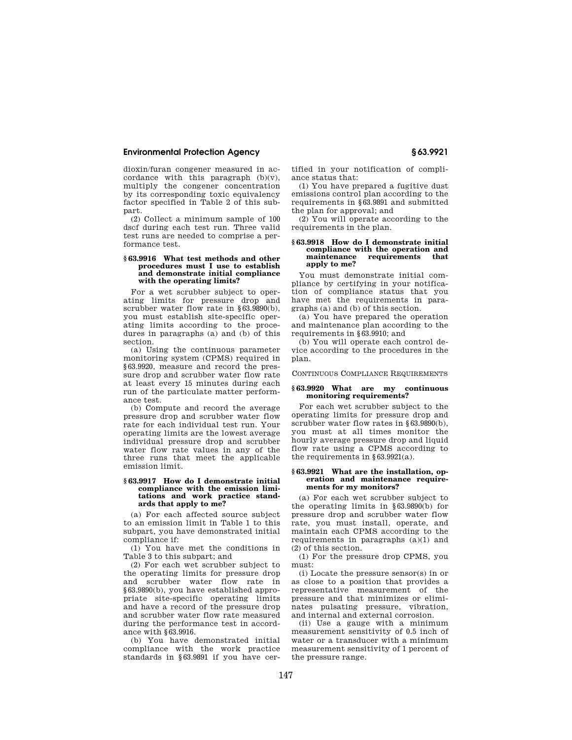dioxin/furan congener measured in accordance with this paragraph (b)(v), multiply the congener concentration by its corresponding toxic equivalency factor specified in Table 2 of this subpart.

(2) Collect a minimum sample of 100 dscf during each test run. Three valid test runs are needed to comprise a performance test.

### § 63.9916 What test methods and other procedures must I use to establish and demonstrate initial compliance with the operating limits?

For a wet scrubber subject to operating limits for pressure drop and scrubber water flow rate in §63.9890(b), you must establish site-specific operating limits according to the procedures in paragraphs (a) and (b) of this section.

(a) Using the continuous parameter monitoring system (CPMS) required in §63.9920, measure and record the pressure drop and scrubber water flow rate at least every 15 minutes during each run of the particulate matter performance test.

(b) Compute and record the average pressure drop and scrubber water flow rate for each individual test run. Your operating limits are the lowest average individual pressure drop and scrubber water flow rate values in any of the three runs that meet the applicable emission limit.

### § 63.9917 How do I demonstrate initial compliance with the emission limitations and work practice standards that apply to me?

(a) For each affected source subject to an emission limit in Table 1 to this subpart, you have demonstrated initial compliance if:

(1) You have met the conditions in Table 3 to this subpart; and

(2) For each wet scrubber subject to the operating limits for pressure drop and scrubber water flow rate in §63.9890(b), you have established appropriate site-specific operating limits and have a record of the pressure drop and scrubber water flow rate measured during the performance test in accordance with §63.9916.

(b) You have demonstrated initial compliance with the work practice standards in §63.9891 if you have certified in your notification of compliance status that:

(1) You have prepared a fugitive dust emissions control plan according to the requirements in §63.9891 and submitted the plan for approval; and

(2) You will operate according to the requirements in the plan.

### § 63.9918 How do I demonstrate initial compliance with the operation and maintenance requirements that apply to me?

You must demonstrate initial compliance by certifying in your notification of compliance status that you have met the requirements in paragraphs (a) and (b) of this section.

(a) You have prepared the operation and maintenance plan according to the requirements in §63.9910; and

(b) You will operate each control device according to the procedures in the plan.

## CONTINUOUS COMPLIANCE REQUIREMENTS

### § 63.9920 What are my continuous monitoring requirements?

For each wet scrubber subject to the operating limits for pressure drop and scrubber water flow rates in §63.9890(b), you must at all times monitor the hourly average pressure drop and liquid flow rate using a CPMS according to the requirements in §63.9921(a).

### § 63.9921 What are the installation, operation and maintenance requirements for my monitors?

(a) For each wet scrubber subject to the operating limits in §63.9890(b) for pressure drop and scrubber water flow rate, you must install, operate, and maintain each CPMS according to the requirements in paragraphs (a)(1) and (2) of this section.

(1) For the pressure drop CPMS, you must:

(i) Locate the pressure sensor(s) in or as close to a position that provides a representative measurement of the pressure and that minimizes or eliminates pulsating pressure, vibration, and internal and external corrosion.

(ii) Use a gauge with a minimum measurement sensitivity of 0.5 inch of water or a transducer with a minimum measurement sensitivity of 1 percent of the pressure range.